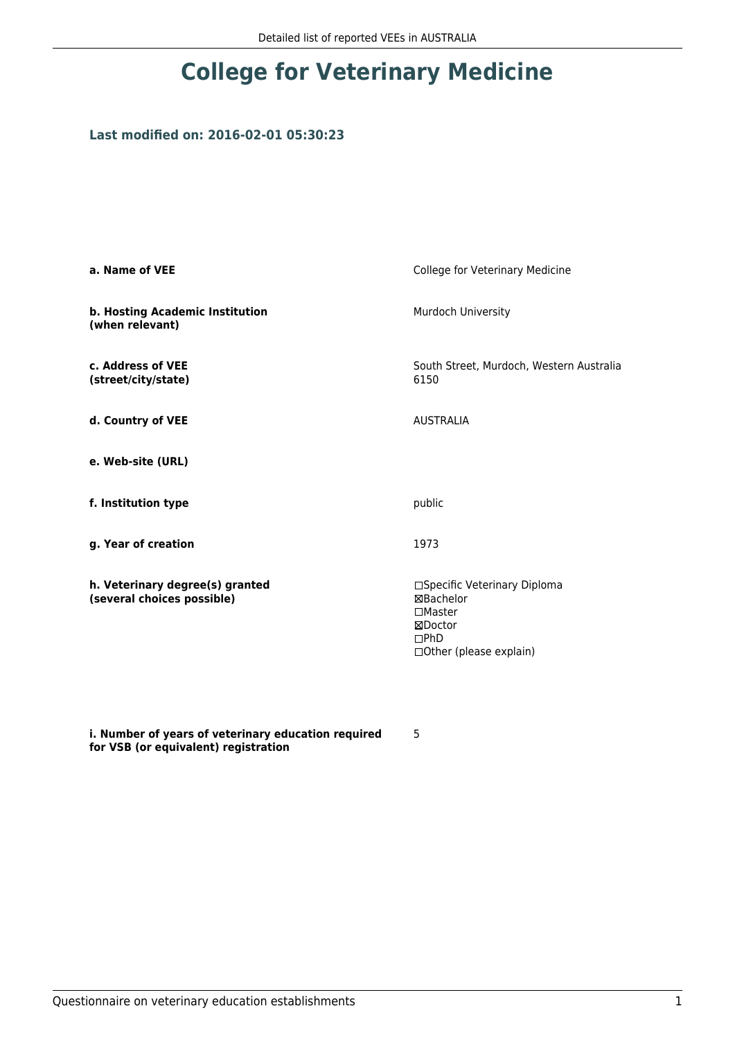# College for Veterinary Medicine

### Last modified on: 2016-02-01 05:30:23

| | |
|---|---|
| **a. Name of VEE** | College for Veterinary Medicine |
| **b. Hosting Academic Institution (when relevant)** | Murdoch University |
| **c. Address of VEE (street/city/state)** | South Street, Murdoch, Western Australia 6150 |
| **d. Country of VEE** | AUSTRALIA |
| **e. Web-site (URL)** | |
| **f. Institution type** | public |
| **g. Year of creation** | 1973 |
| **h. Veterinary degree(s) granted (several choices possible)** | ☐Specific Veterinary Diploma<br>☒Bachelor<br>☐Master<br>☒Doctor<br>☐PhD<br>☐Other (please explain) |
| **i. Number of years of veterinary education required for VSB (or equivalent) registration** | 5 |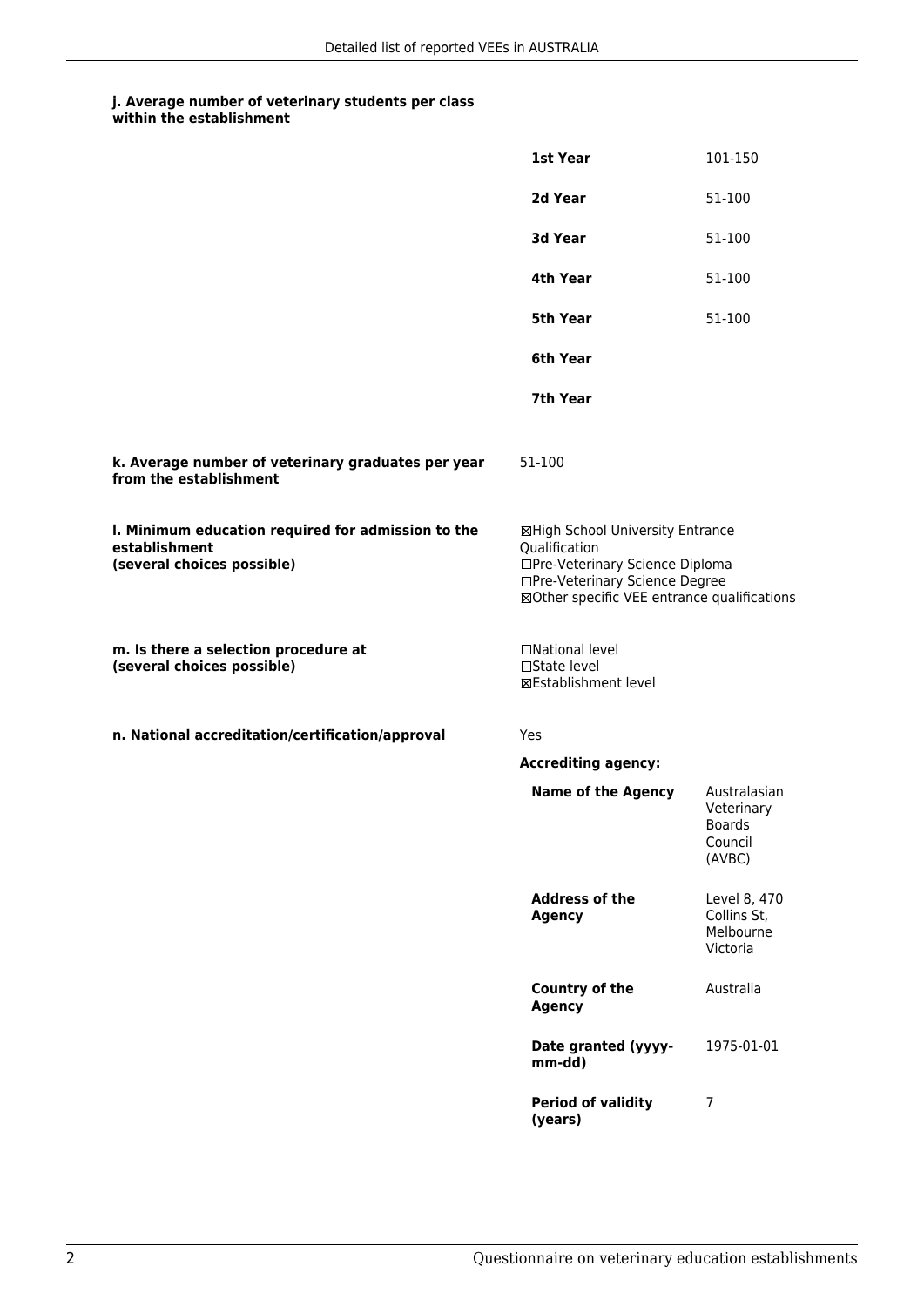**j. Average number of veterinary students per class within the establishment**

| | |
|---|---|
| **1st Year** | 101-150 |
| **2d Year** | 51-100 |
| **3d Year** | 51-100 |
| **4th Year** | 51-100 |
| **5th Year** | 51-100 |
| **6th Year** | |
| **7th Year** | |

**k. Average number of veterinary graduates per year from the establishment**

51-100

**l. Minimum education required for admission to the establishment (several choices possible)**

☒High School University Entrance Qualification
☐Pre-Veterinary Science Diploma
☐Pre-Veterinary Science Degree
☒Other specific VEE entrance qualifications

**m. Is there a selection procedure at (several choices possible)**

☐National level
☐State level
☒Establishment level

**n. National accreditation/certification/approval**

Yes

**Accrediting agency:**

| | |
|---|---|
| **Name of the Agency** | Australasian Veterinary Boards Council (AVBC) |
| **Address of the Agency** | Level 8, 470 Collins St, Melbourne Victoria |
| **Country of the Agency** | Australia |
| **Date granted (yyyy-mm-dd)** | 1975-01-01 |
| **Period of validity (years)** | 7 |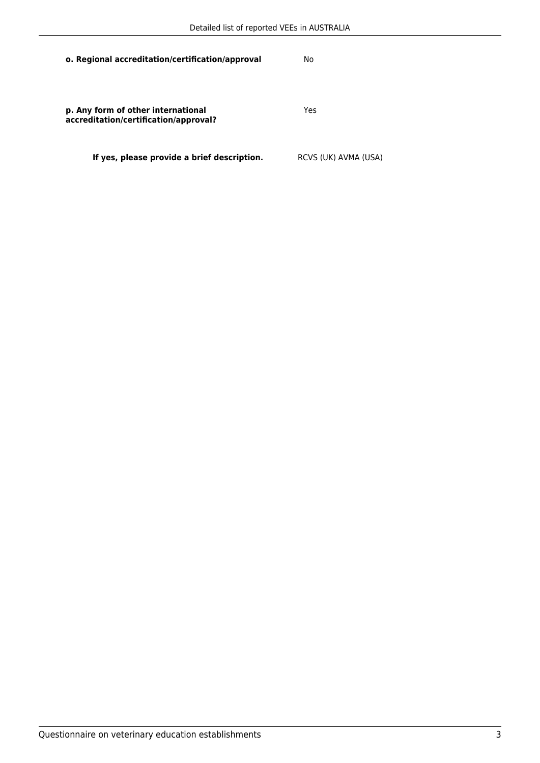| | |
|---|---|
| **o. Regional accreditation/certification/approval** | No |
| **p. Any form of other international accreditation/certification/approval?** | Yes |
| **If yes, please provide a brief description.** | RCVS (UK) AVMA (USA) |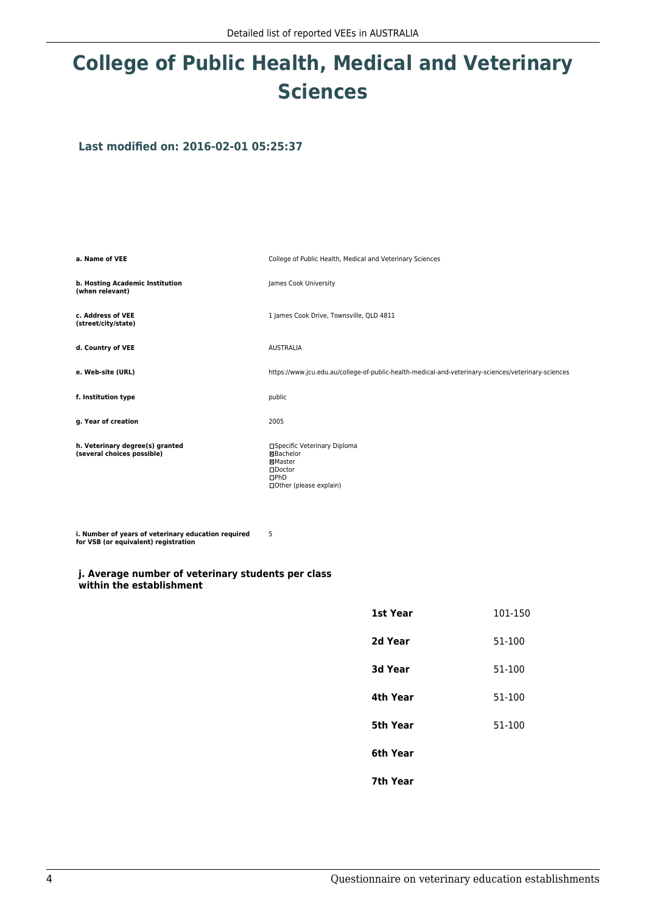# College of Public Health, Medical and Veterinary Sciences

### Last modified on: 2016-02-01 05:25:37

| | |
|---|---|
| **a. Name of VEE** | College of Public Health, Medical and Veterinary Sciences |
| **b. Hosting Academic Institution (when relevant)** | James Cook University |
| **c. Address of VEE (street/city/state)** | 1 James Cook Drive, Townsville, QLD 4811 |
| **d. Country of VEE** | AUSTRALIA |
| **e. Web-site (URL)** | https://www.jcu.edu.au/college-of-public-health-medical-and-veterinary-sciences/veterinary-sciences |
| **f. Institution type** | public |
| **g. Year of creation** | 2005 |
| **h. Veterinary degree(s) granted (several choices possible)** | ☐Specific Veterinary Diploma<br>☒Bachelor<br>☒Master<br>☐Doctor<br>☐PhD<br>☐Other (please explain) |
| **i. Number of years of veterinary education required for VSB (or equivalent) registration** | 5 |

### j. Average number of veterinary students per class within the establishment

| | |
|---|---|
| **1st Year** | 101-150 |
| **2d Year** | 51-100 |
| **3d Year** | 51-100 |
| **4th Year** | 51-100 |
| **5th Year** | 51-100 |
| **6th Year** | |
| **7th Year** | |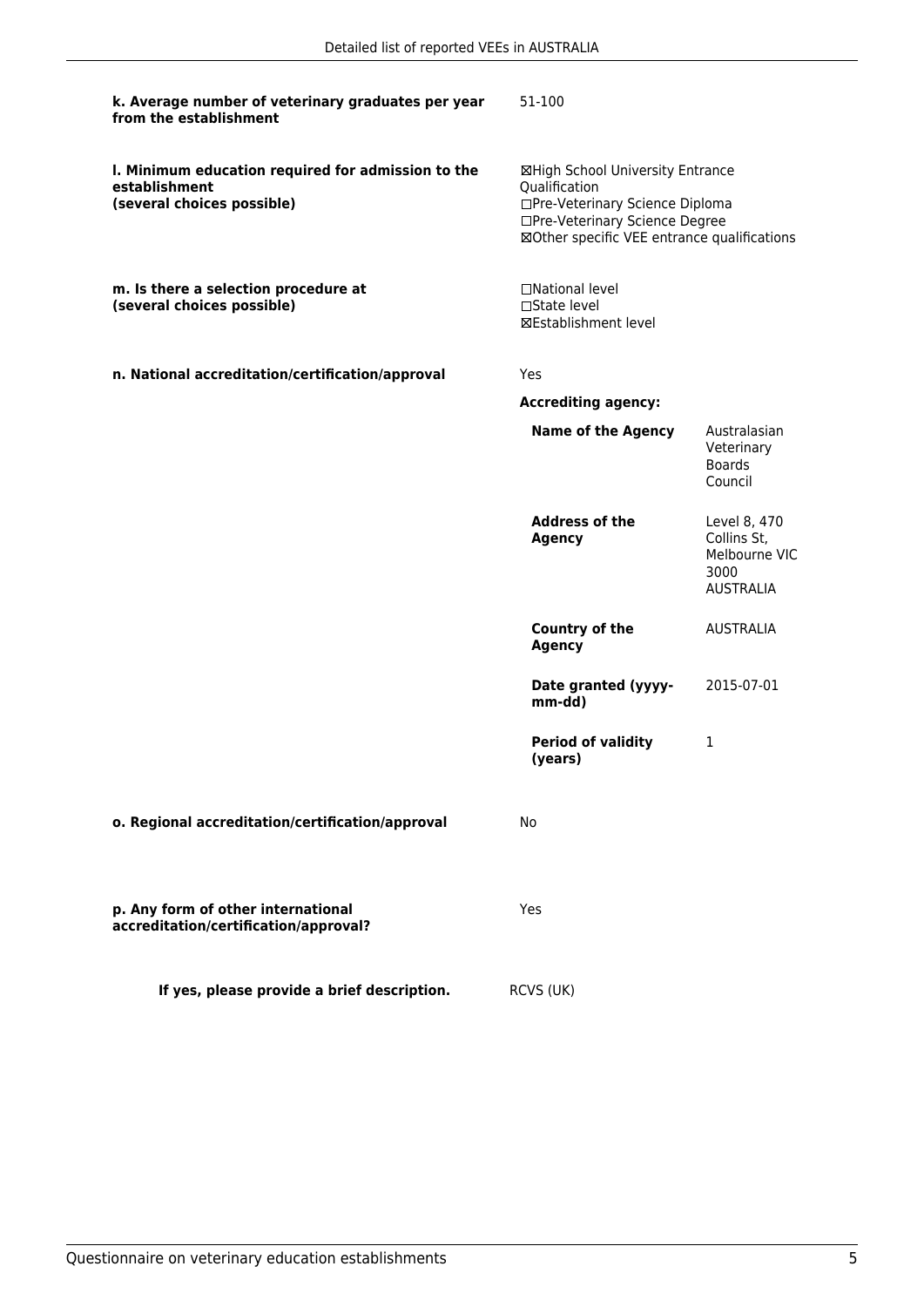**k. Average number of veterinary graduates per year from the establishment**

51-100

**l. Minimum education required for admission to the establishment (several choices possible)**

☒High School University Entrance Qualification
☐Pre-Veterinary Science Diploma
☐Pre-Veterinary Science Degree
☒Other specific VEE entrance qualifications

**m. Is there a selection procedure at (several choices possible)**

☐National level
☐State level
☒Establishment level

**n. National accreditation/certification/approval**

Yes

**Accrediting agency:**

| | |
|---|---|
| **Name of the Agency** | Australasian Veterinary Boards Council |
| **Address of the Agency** | Level 8, 470 Collins St, Melbourne VIC 3000 AUSTRALIA |
| **Country of the Agency** | AUSTRALIA |
| **Date granted (yyyy-mm-dd)** | 2015-07-01 |
| **Period of validity (years)** | 1 |

**o. Regional accreditation/certification/approval**

No

**p. Any form of other international accreditation/certification/approval?**

Yes

**If yes, please provide a brief description.**

RCVS (UK)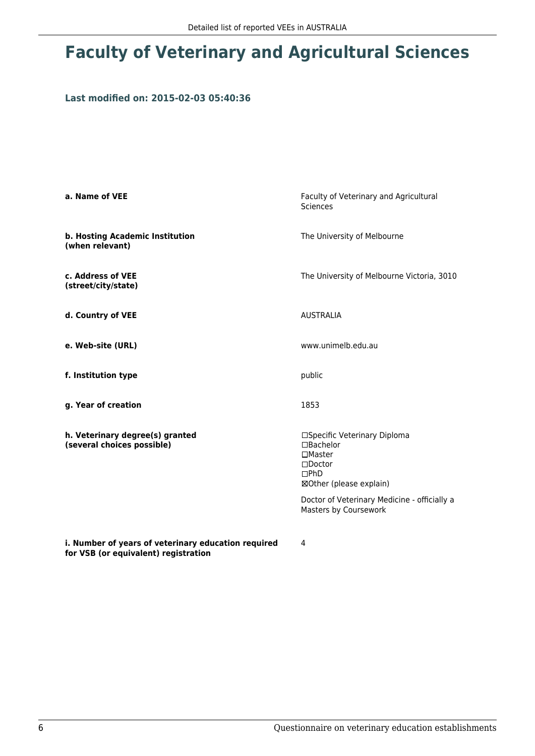# Faculty of Veterinary and Agricultural Sciences

**Last modified on: 2015-02-03 05:40:36**

| | |
|---|---|
| **a. Name of VEE** | Faculty of Veterinary and Agricultural Sciences |
| **b. Hosting Academic Institution (when relevant)** | The University of Melbourne |
| **c. Address of VEE (street/city/state)** | The University of Melbourne Victoria, 3010 |
| **d. Country of VEE** | AUSTRALIA |
| **e. Web-site (URL)** | www.unimelb.edu.au |
| **f. Institution type** | public |
| **g. Year of creation** | 1853 |
| **h. Veterinary degree(s) granted (several choices possible)** | ☐Specific Veterinary Diploma<br>☐Bachelor<br>☐Master<br>☐Doctor<br>☐PhD<br>☒Other (please explain)<br><br>Doctor of Veterinary Medicine - officially a Masters by Coursework |
| **i. Number of years of veterinary education required for VSB (or equivalent) registration** | 4 |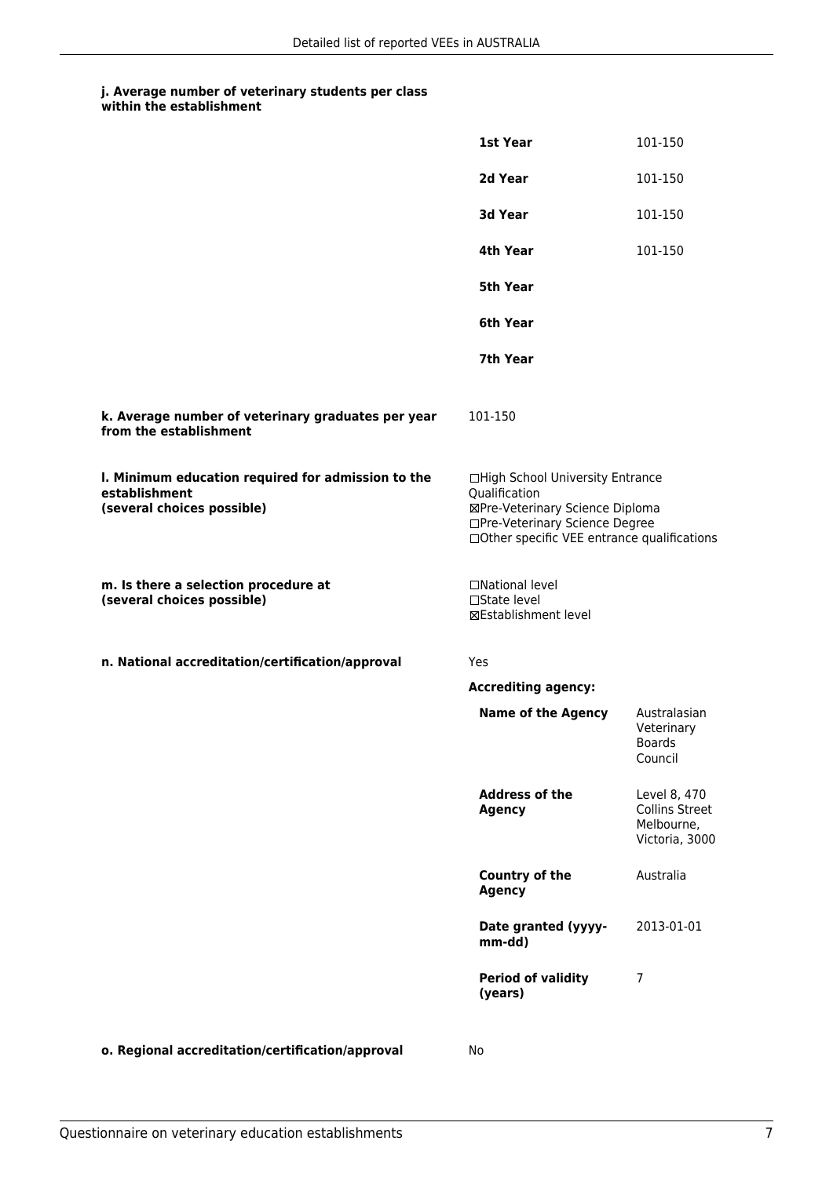**j. Average number of veterinary students per class within the establishment**

| | |
|---|---|
| **1st Year** | 101-150 |
| **2d Year** | 101-150 |
| **3d Year** | 101-150 |
| **4th Year** | 101-150 |
| **5th Year** | |
| **6th Year** | |
| **7th Year** | |

**k. Average number of veterinary graduates per year from the establishment**

101-150

**l. Minimum education required for admission to the establishment (several choices possible)**

☐High School University Entrance Qualification
☒Pre-Veterinary Science Diploma
☐Pre-Veterinary Science Degree
☐Other specific VEE entrance qualifications

**m. Is there a selection procedure at (several choices possible)**

☐National level
☐State level
☒Establishment level

**n. National accreditation/certification/approval**

Yes

**Accrediting agency:**

| | |
|---|---|
| **Name of the Agency** | Australasian Veterinary Boards Council |
| **Address of the Agency** | Level 8, 470 Collins Street Melbourne, Victoria, 3000 |
| **Country of the Agency** | Australia |
| **Date granted (yyyy-mm-dd)** | 2013-01-01 |
| **Period of validity (years)** | 7 |

**o. Regional accreditation/certification/approval**

No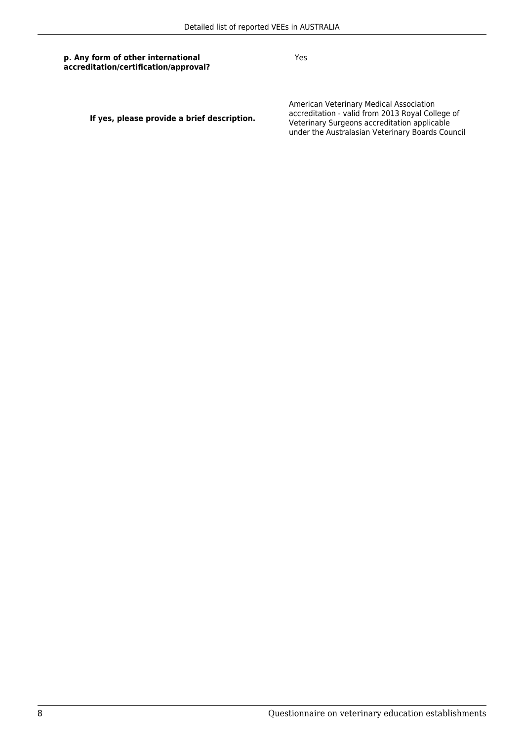**p. Any form of other international accreditation/certification/approval?**

Yes

**If yes, please provide a brief description.**

American Veterinary Medical Association accreditation - valid from 2013 Royal College of Veterinary Surgeons accreditation applicable under the Australasian Veterinary Boards Council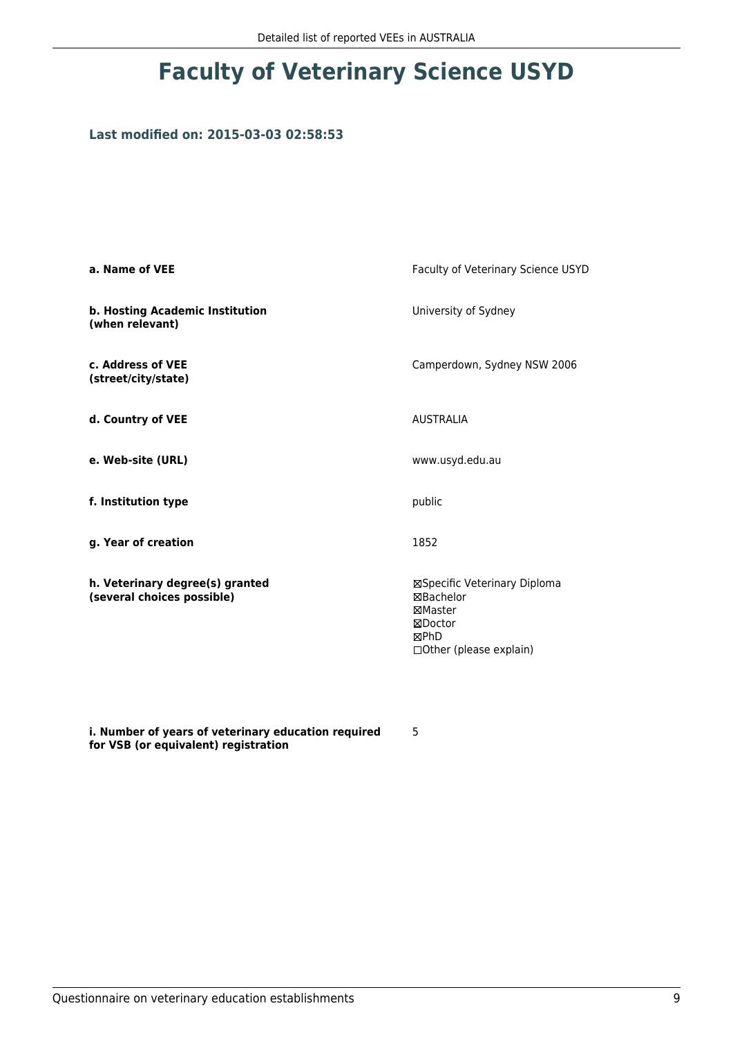# Faculty of Veterinary Science USYD

### Last modified on: 2015-03-03 02:58:53

| | |
|---|---|
| **a. Name of VEE** | Faculty of Veterinary Science USYD |
| **b. Hosting Academic Institution (when relevant)** | University of Sydney |
| **c. Address of VEE (street/city/state)** | Camperdown, Sydney NSW 2006 |
| **d. Country of VEE** | AUSTRALIA |
| **e. Web-site (URL)** | www.usyd.edu.au |
| **f. Institution type** | public |
| **g. Year of creation** | 1852 |
| **h. Veterinary degree(s) granted (several choices possible)** | ☒Specific Veterinary Diploma<br>☒Bachelor<br>☒Master<br>☒Doctor<br>☒PhD<br>☐Other (please explain) |
| **i. Number of years of veterinary education required for VSB (or equivalent) registration** | 5 |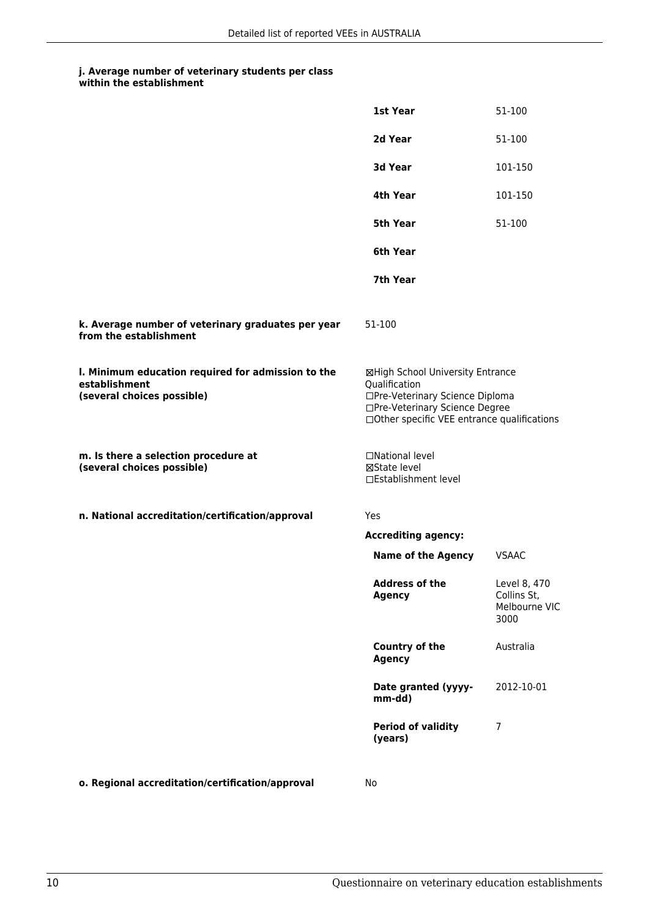**j. Average number of veterinary students per class within the establishment**

| | |
|---|---|
| **1st Year** | 51-100 |
| **2d Year** | 51-100 |
| **3d Year** | 101-150 |
| **4th Year** | 101-150 |
| **5th Year** | 51-100 |
| **6th Year** | |
| **7th Year** | |

**k. Average number of veterinary graduates per year from the establishment**

51-100

**l. Minimum education required for admission to the establishment (several choices possible)**

☒High School University Entrance Qualification
☐Pre-Veterinary Science Diploma
☐Pre-Veterinary Science Degree
☐Other specific VEE entrance qualifications

**m. Is there a selection procedure at (several choices possible)**

☐National level
☒State level
☐Establishment level

**n. National accreditation/certification/approval**

Yes

**Accrediting agency:**

| | |
|---|---|
| **Name of the Agency** | VSAAC |
| **Address of the Agency** | Level 8, 470 Collins St, Melbourne VIC 3000 |
| **Country of the Agency** | Australia |
| **Date granted (yyyy-mm-dd)** | 2012-10-01 |
| **Period of validity (years)** | 7 |

**o. Regional accreditation/certification/approval**

No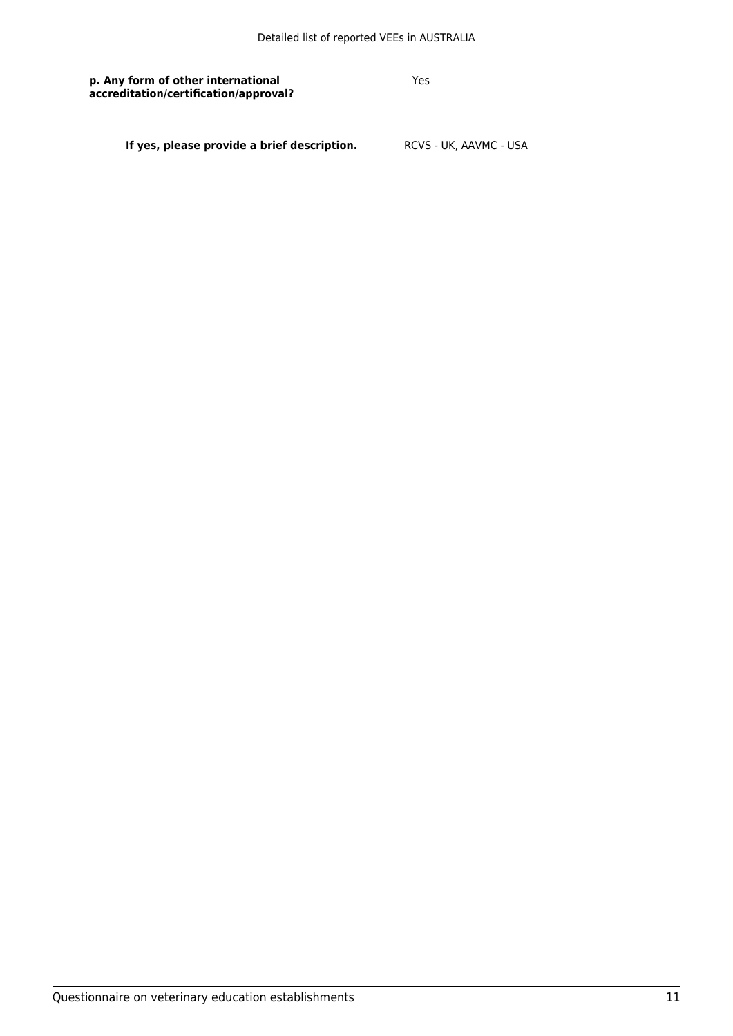**p. Any form of other international accreditation/certification/approval?**

Yes

**If yes, please provide a brief description.**

RCVS - UK, AAVMC - USA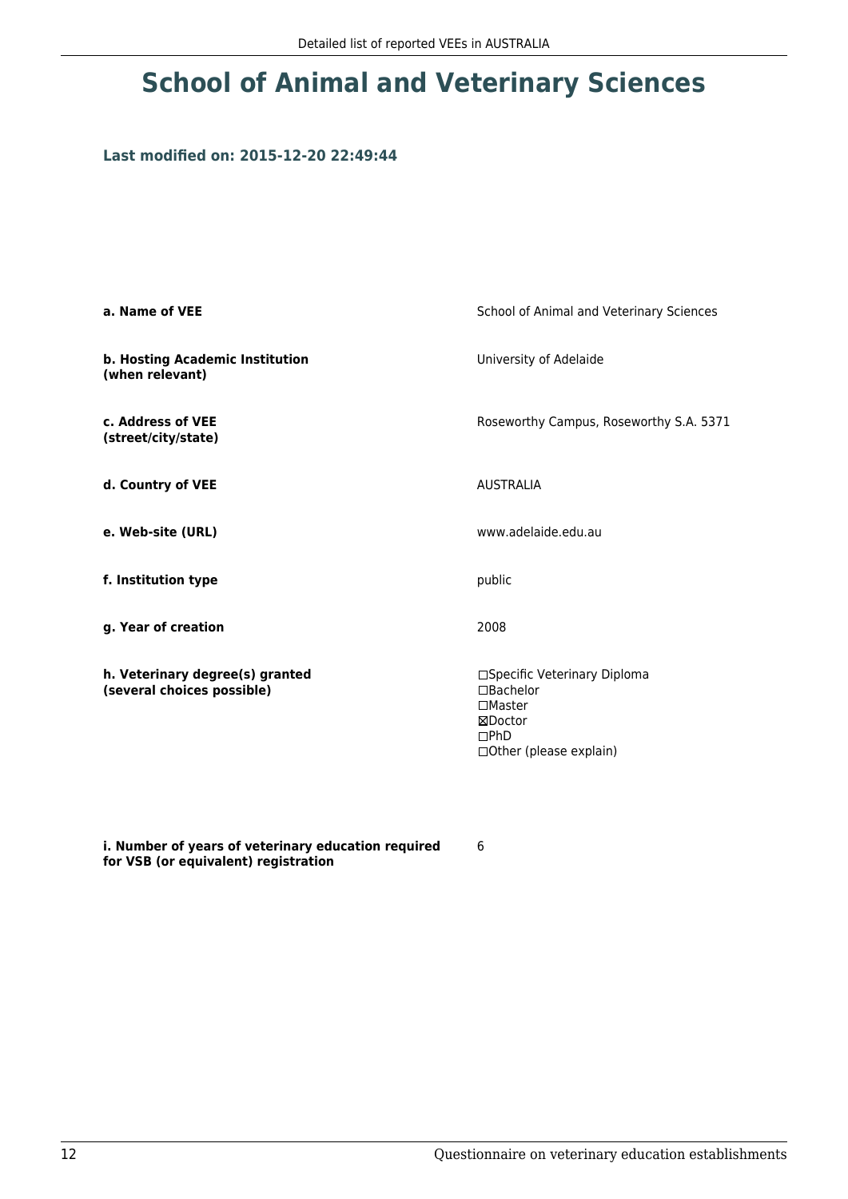# School of Animal and Veterinary Sciences

**Last modified on: 2015-12-20 22:49:44**

| | |
|---|---|
| **a. Name of VEE** | School of Animal and Veterinary Sciences |
| **b. Hosting Academic Institution (when relevant)** | University of Adelaide |
| **c. Address of VEE (street/city/state)** | Roseworthy Campus, Roseworthy S.A. 5371 |
| **d. Country of VEE** | AUSTRALIA |
| **e. Web-site (URL)** | www.adelaide.edu.au |
| **f. Institution type** | public |
| **g. Year of creation** | 2008 |
| **h. Veterinary degree(s) granted (several choices possible)** | ☐Specific Veterinary Diploma<br>☐Bachelor<br>☐Master<br>☒Doctor<br>☐PhD<br>☐Other (please explain) |
| **i. Number of years of veterinary education required for VSB (or equivalent) registration** | 6 |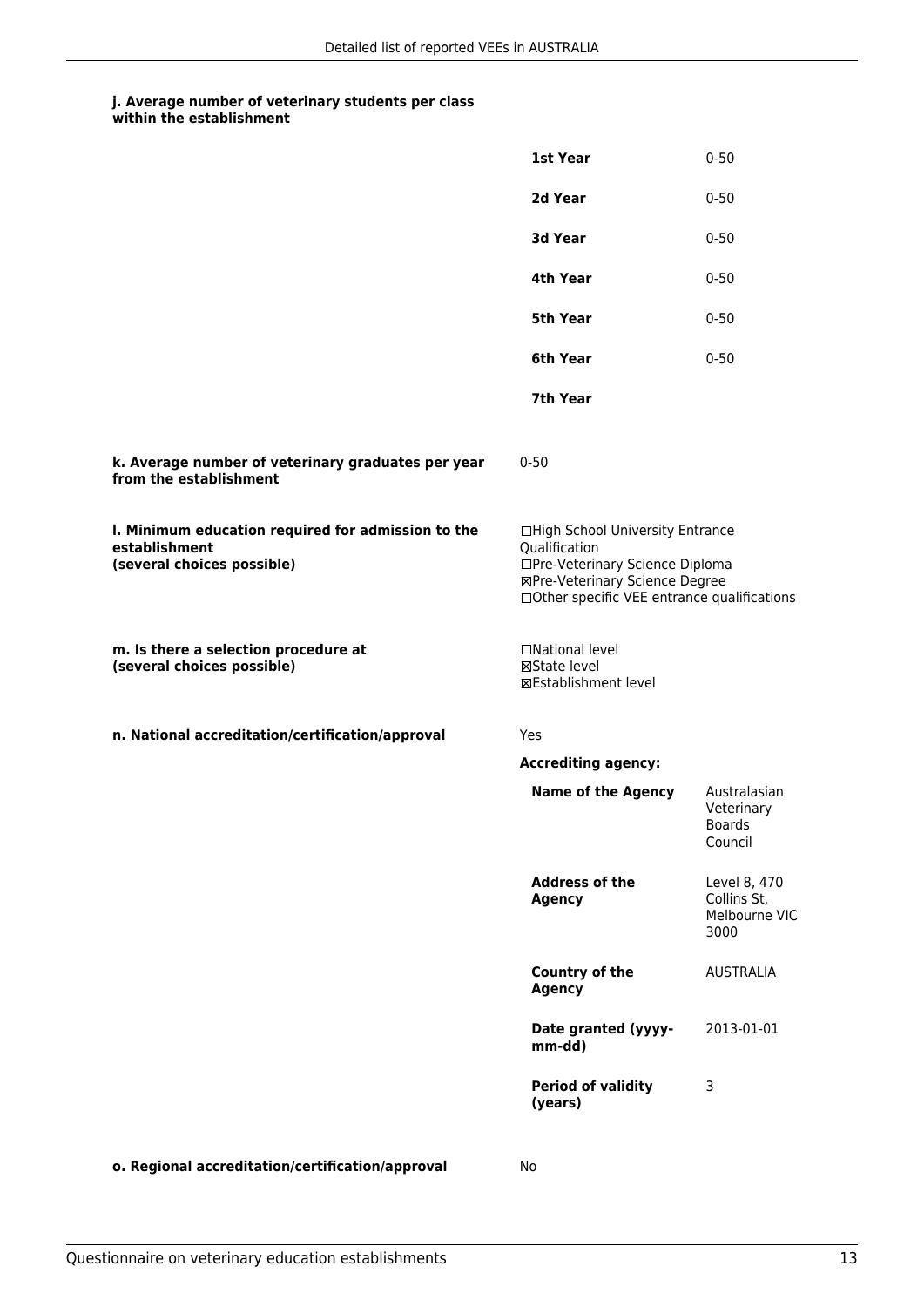**j. Average number of veterinary students per class within the establishment**

| | |
|---|---|
| **1st Year** | 0-50 |
| **2d Year** | 0-50 |
| **3d Year** | 0-50 |
| **4th Year** | 0-50 |
| **5th Year** | 0-50 |
| **6th Year** | 0-50 |
| **7th Year** | |

**k. Average number of veterinary graduates per year from the establishment**

0-50

**l. Minimum education required for admission to the establishment (several choices possible)**

☐High School University Entrance Qualification
☐Pre-Veterinary Science Diploma
☒Pre-Veterinary Science Degree
☐Other specific VEE entrance qualifications

**m. Is there a selection procedure at (several choices possible)**

☐National level
☒State level
☒Establishment level

**n. National accreditation/certification/approval**

Yes

**Accrediting agency:**

| | |
|---|---|
| **Name of the Agency** | Australasian Veterinary Boards Council |
| **Address of the Agency** | Level 8, 470 Collins St, Melbourne VIC 3000 |
| **Country of the Agency** | AUSTRALIA |
| **Date granted (yyyy-mm-dd)** | 2013-01-01 |
| **Period of validity (years)** | 3 |

**o. Regional accreditation/certification/approval**

No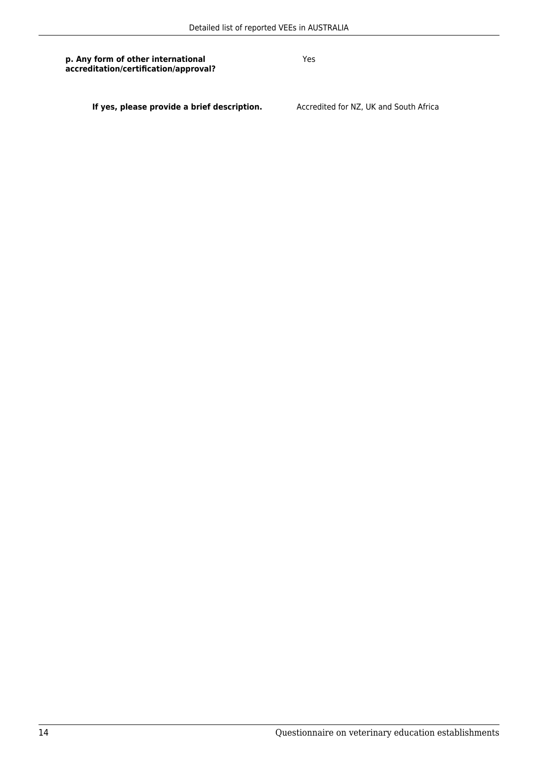**p. Any form of other international accreditation/certification/approval?** Yes

**If yes, please provide a brief description.** Accredited for NZ, UK and South Africa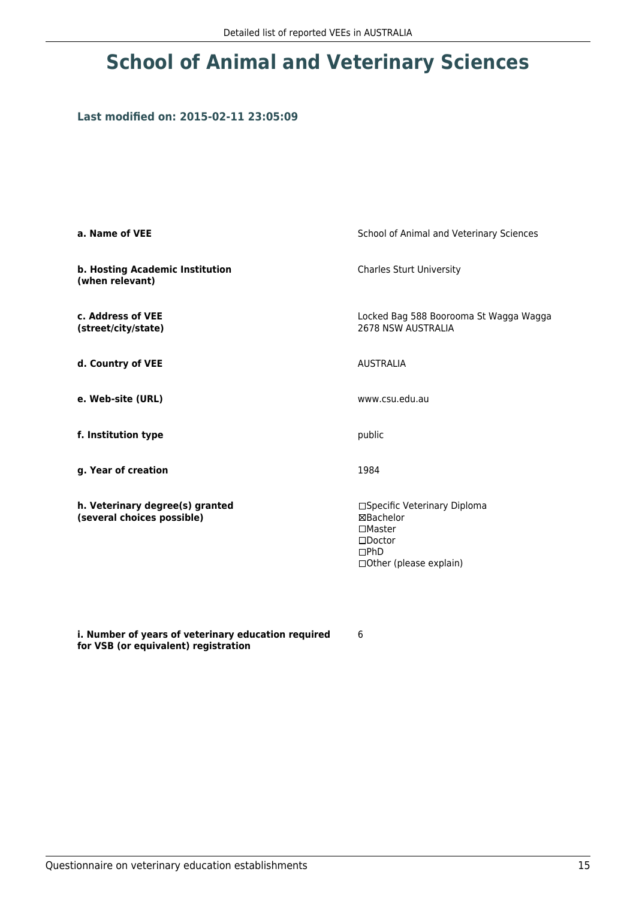# School of Animal and Veterinary Sciences

### Last modified on: 2015-02-11 23:05:09

| | |
|---|---|
| **a. Name of VEE** | School of Animal and Veterinary Sciences |
| **b. Hosting Academic Institution (when relevant)** | Charles Sturt University |
| **c. Address of VEE (street/city/state)** | Locked Bag 588 Boorooma St Wagga Wagga 2678 NSW AUSTRALIA |
| **d. Country of VEE** | AUSTRALIA |
| **e. Web-site (URL)** | www.csu.edu.au |
| **f. Institution type** | public |
| **g. Year of creation** | 1984 |
| **h. Veterinary degree(s) granted (several choices possible)** | ☐Specific Veterinary Diploma<br>☒Bachelor<br>☐Master<br>☐Doctor<br>☐PhD<br>☐Other (please explain) |
| **i. Number of years of veterinary education required for VSB (or equivalent) registration** | 6 |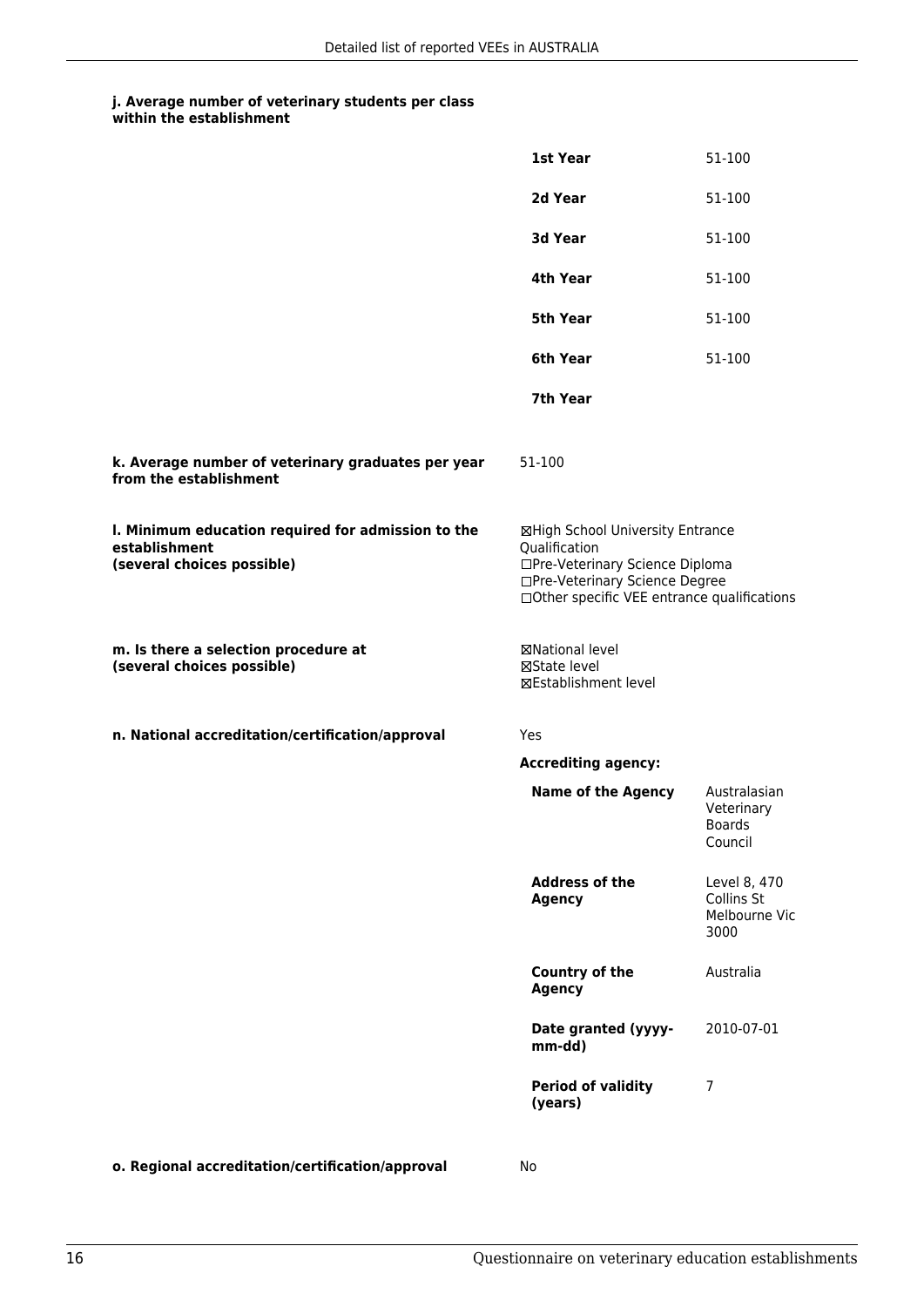**j. Average number of veterinary students per class within the establishment**

| | |
|---|---|
| **1st Year** | 51-100 |
| **2d Year** | 51-100 |
| **3d Year** | 51-100 |
| **4th Year** | 51-100 |
| **5th Year** | 51-100 |
| **6th Year** | 51-100 |
| **7th Year** | |

**k. Average number of veterinary graduates per year from the establishment**

51-100

**l. Minimum education required for admission to the establishment (several choices possible)**

☒High School University Entrance Qualification
☐Pre-Veterinary Science Diploma
☐Pre-Veterinary Science Degree
☐Other specific VEE entrance qualifications

**m. Is there a selection procedure at (several choices possible)**

☒National level
☒State level
☒Establishment level

**n. National accreditation/certification/approval**

Yes

**Accrediting agency:**

| | |
|---|---|
| **Name of the Agency** | Australasian Veterinary Boards Council |
| **Address of the Agency** | Level 8, 470 Collins St Melbourne Vic 3000 |
| **Country of the Agency** | Australia |
| **Date granted (yyyy-mm-dd)** | 2010-07-01 |
| **Period of validity (years)** | 7 |

**o. Regional accreditation/certification/approval**

No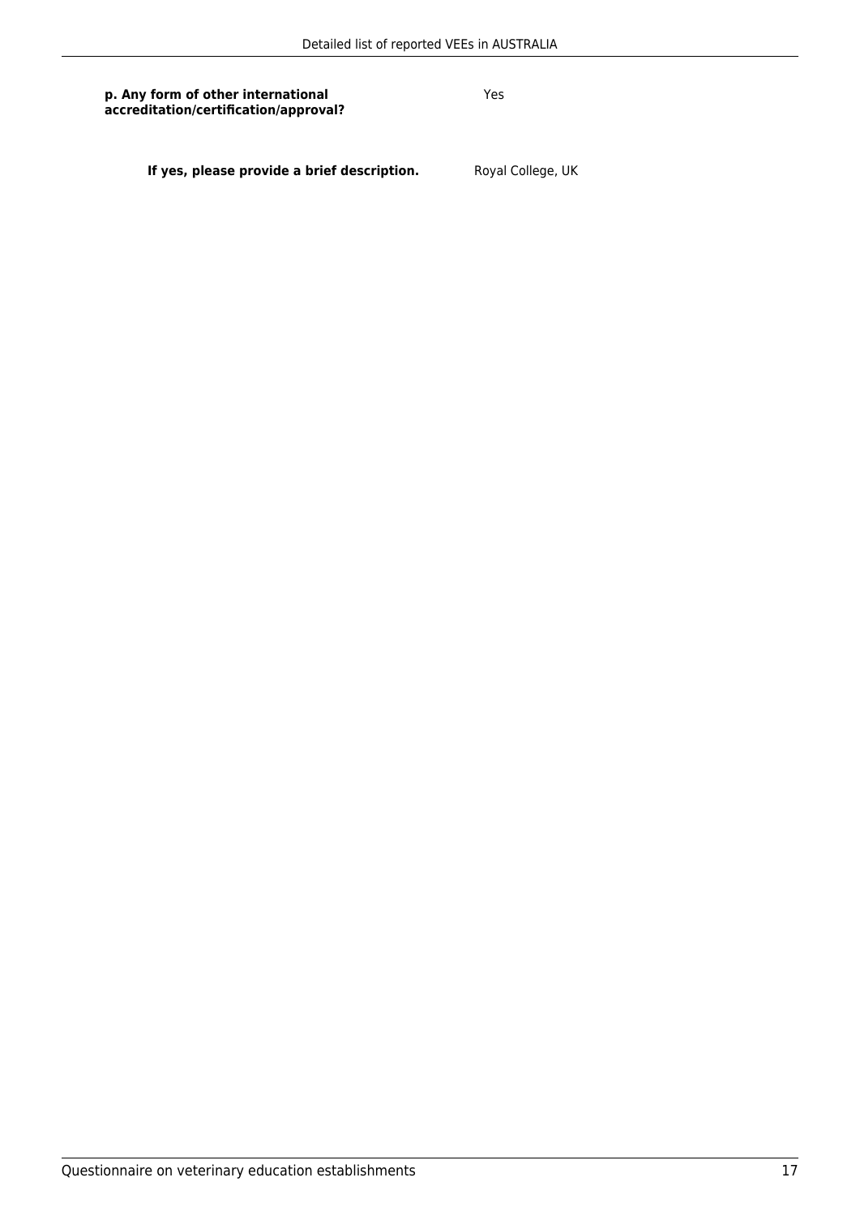**p. Any form of other international accreditation/certification/approval?**

Yes

**If yes, please provide a brief description.**

Royal College, UK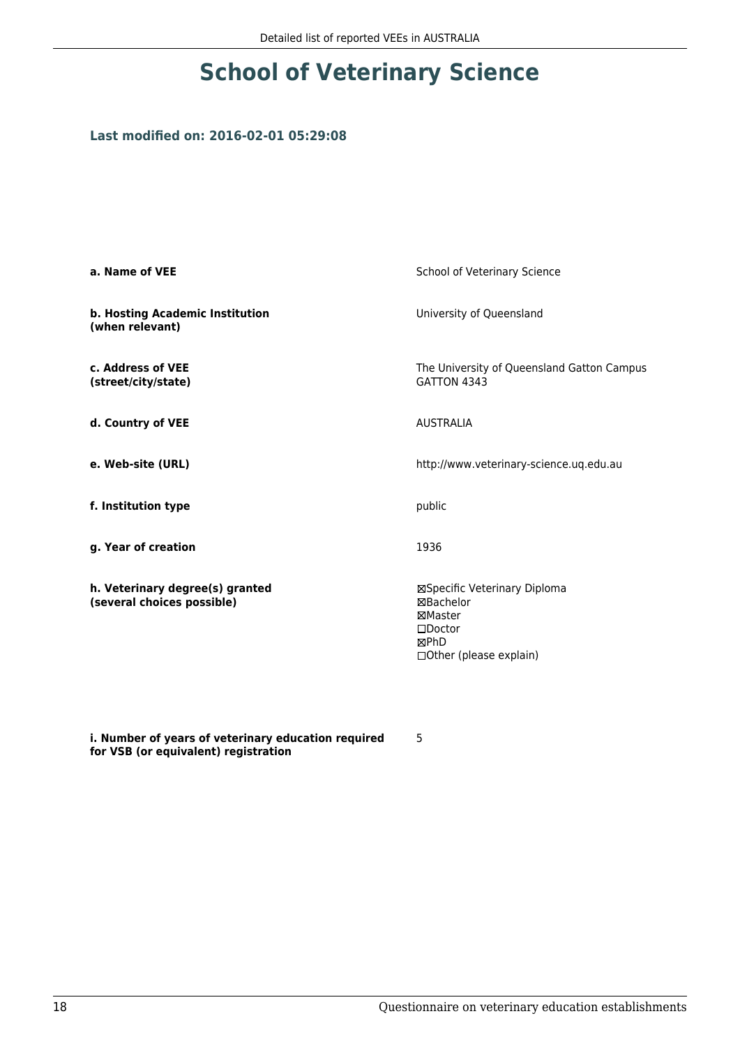# School of Veterinary Science

### Last modified on: 2016-02-01 05:29:08

| | |
|---|---|
| **a. Name of VEE** | School of Veterinary Science |
| **b. Hosting Academic Institution (when relevant)** | University of Queensland |
| **c. Address of VEE (street/city/state)** | The University of Queensland Gatton Campus GATTON 4343 |
| **d. Country of VEE** | AUSTRALIA |
| **e. Web-site (URL)** | http://www.veterinary-science.uq.edu.au |
| **f. Institution type** | public |
| **g. Year of creation** | 1936 |
| **h. Veterinary degree(s) granted (several choices possible)** | ☒Specific Veterinary Diploma<br>☒Bachelor<br>☒Master<br>☐Doctor<br>☒PhD<br>☐Other (please explain) |
| **i. Number of years of veterinary education required for VSB (or equivalent) registration** | 5 |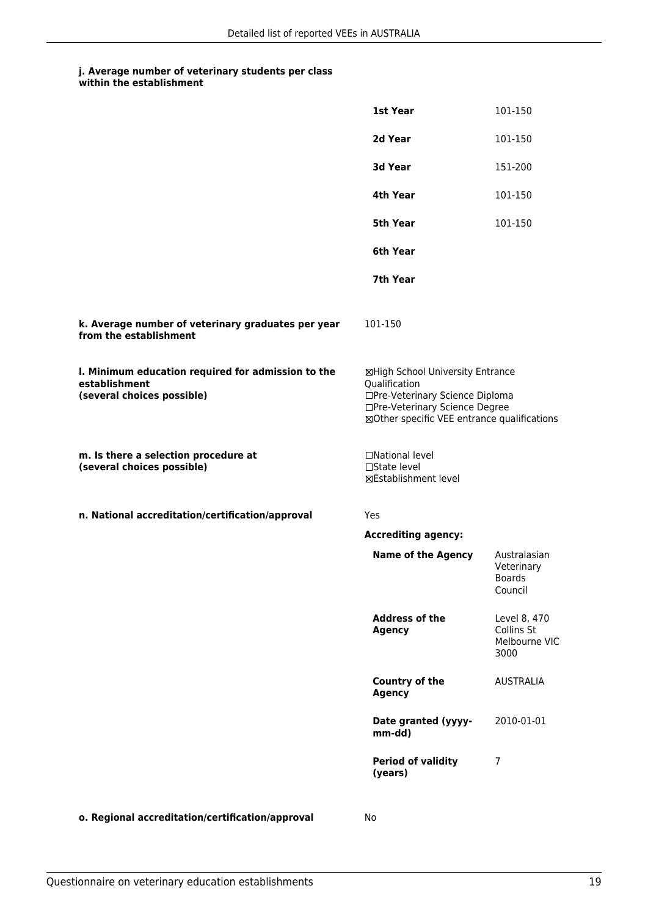**j. Average number of veterinary students per class within the establishment**

| | |
|---|---|
| **1st Year** | 101-150 |
| **2d Year** | 101-150 |
| **3d Year** | 151-200 |
| **4th Year** | 101-150 |
| **5th Year** | 101-150 |
| **6th Year** | |
| **7th Year** | |

**k. Average number of veterinary graduates per year from the establishment**

101-150

**l. Minimum education required for admission to the establishment (several choices possible)**

☒High School University Entrance Qualification
☐Pre-Veterinary Science Diploma
☐Pre-Veterinary Science Degree
☒Other specific VEE entrance qualifications

**m. Is there a selection procedure at (several choices possible)**

☐National level
☐State level
☒Establishment level

**n. National accreditation/certification/approval**

Yes

**Accrediting agency:**

| | |
|---|---|
| **Name of the Agency** | Australasian Veterinary Boards Council |
| **Address of the Agency** | Level 8, 470 Collins St Melbourne VIC 3000 |
| **Country of the Agency** | AUSTRALIA |
| **Date granted (yyyy-mm-dd)** | 2010-01-01 |
| **Period of validity (years)** | 7 |

**o. Regional accreditation/certification/approval**

No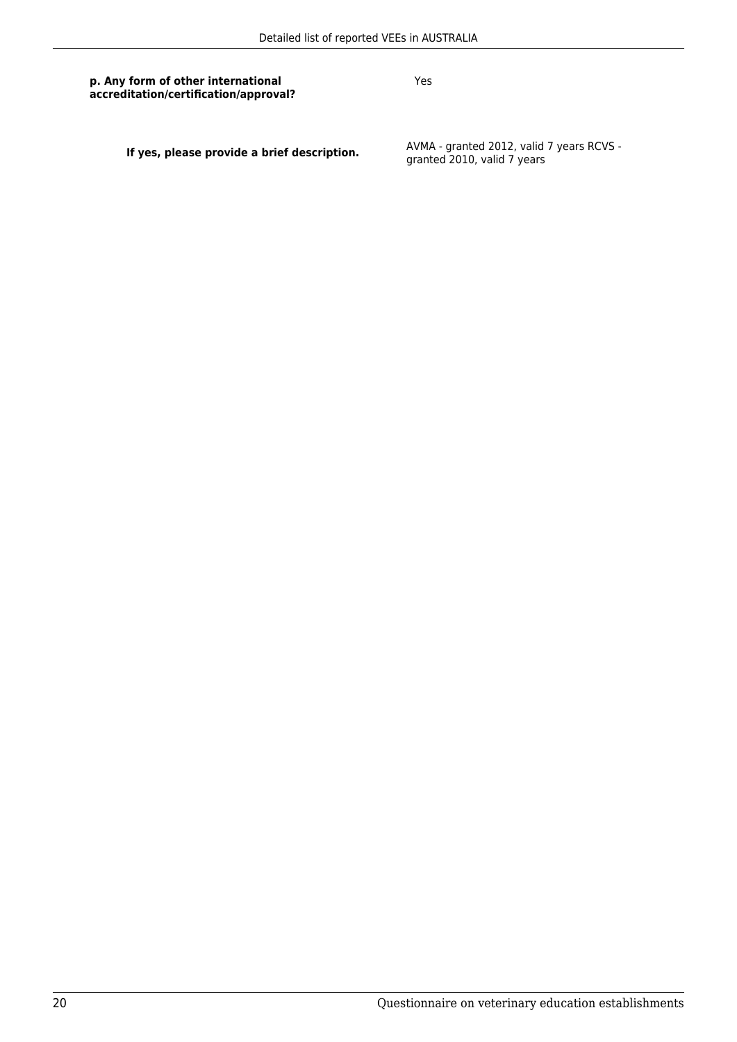**p. Any form of other international accreditation/certification/approval?** Yes

**If yes, please provide a brief description.** AVMA - granted 2012, valid 7 years RCVS - granted 2010, valid 7 years